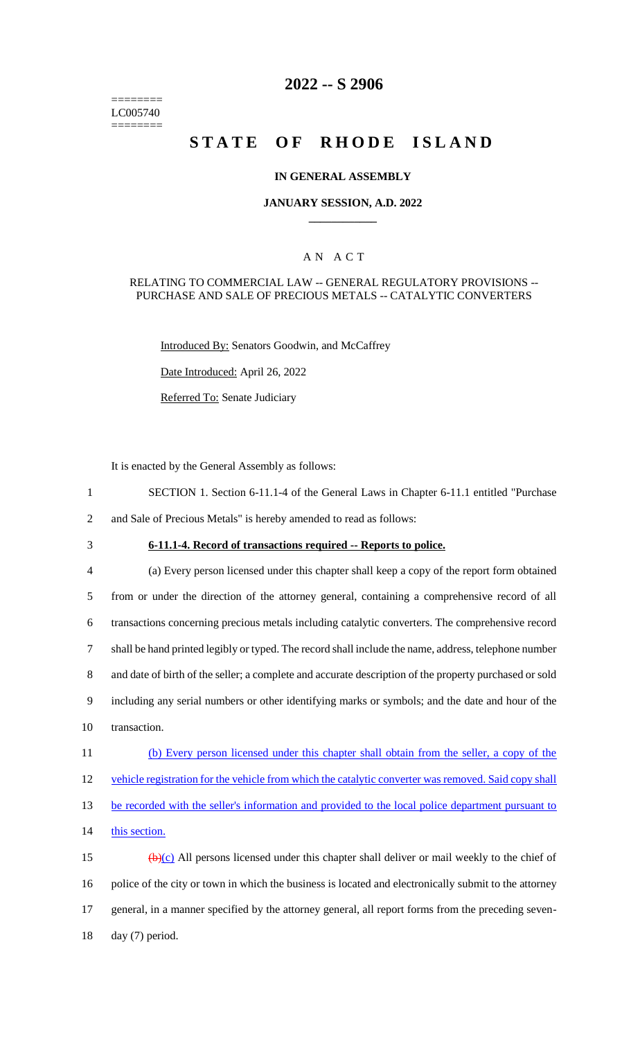========
LC005740
========

# 2022 -- S 2906

# STATE OF RHODE ISLAND

## IN GENERAL ASSEMBLY

### JANUARY SESSION, A.D. 2022

### A N A C T

RELATING TO COMMERCIAL LAW -- GENERAL REGULATORY PROVISIONS -- PURCHASE AND SALE OF PRECIOUS METALS -- CATALYTIC CONVERTERS

Introduced By: Senators Goodwin, and McCaffrey

Date Introduced: April 26, 2022

Referred To: Senate Judiciary

It is enacted by the General Assembly as follows:

1 SECTION 1. Section 6-11.1-4 of the General Laws in Chapter 6-11.1 entitled "Purchase
2 and Sale of Precious Metals" is hereby amended to read as follows:

3 **6-11.1-4. Record of transactions required -- Reports to police.**

4 (a) Every person licensed under this chapter shall keep a copy of the report form obtained
5 from or under the direction of the attorney general, containing a comprehensive record of all
6 transactions concerning precious metals including catalytic converters. The comprehensive record
7 shall be hand printed legibly or typed. The record shall include the name, address, telephone number
8 and date of birth of the seller; a complete and accurate description of the property purchased or sold
9 including any serial numbers or other identifying marks or symbols; and the date and hour of the
10 transaction.

11 <u>(b) Every person licensed under this chapter shall obtain from the seller, a copy of the</u>
12 <u>vehicle registration for the vehicle from which the catalytic converter was removed. Said copy shall</u>
13 <u>be recorded with the seller's information and provided to the local police department pursuant to</u>
14 <u>this section.</u>

15 ~~(b)~~<u>(c)</u> All persons licensed under this chapter shall deliver or mail weekly to the chief of
16 police of the city or town in which the business is located and electronically submit to the attorney
17 general, in a manner specified by the attorney general, all report forms from the preceding seven-
18 day (7) period.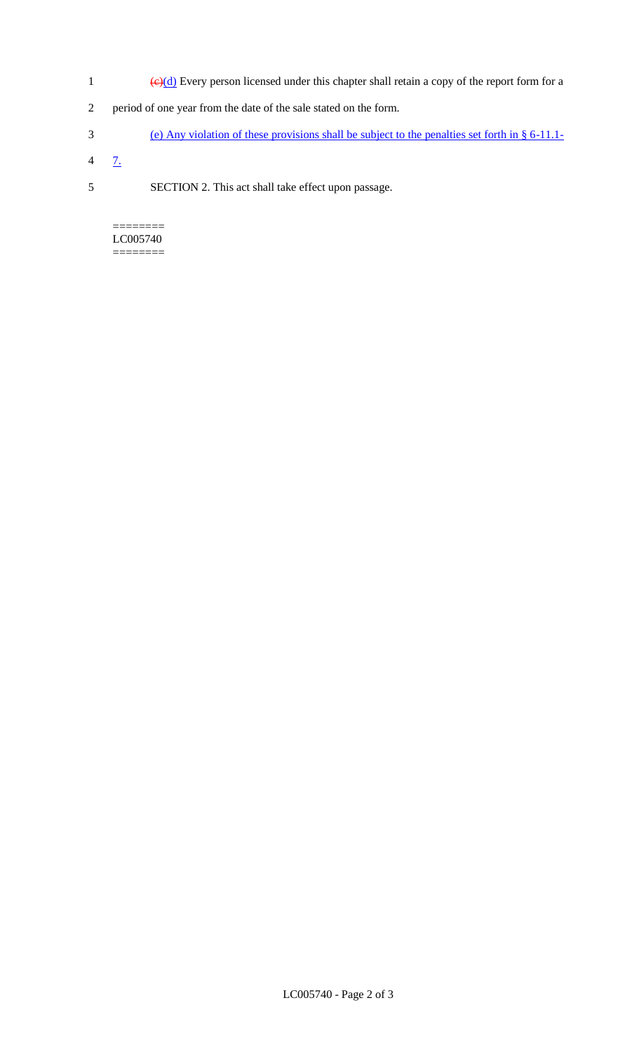1 ~~(c)~~(d) Every person licensed under this chapter shall retain a copy of the report form for a

2 period of one year from the date of the sale stated on the form.

3 (e) Any violation of these provisions shall be subject to the penalties set forth in § 6-11.1-

4 7.

5 SECTION 2. This act shall take effect upon passage.

========
LC005740
========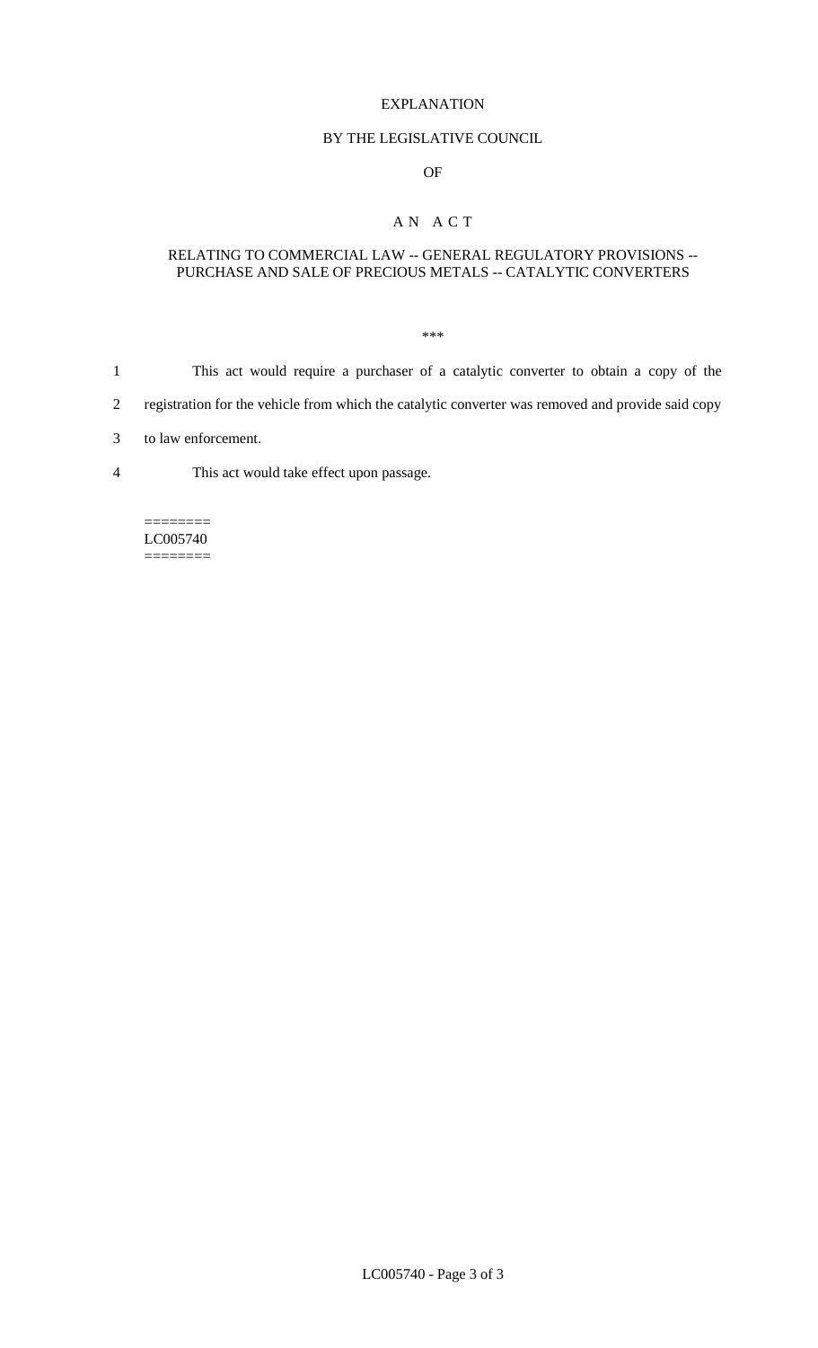EXPLANATION

BY THE LEGISLATIVE COUNCIL

OF

A N A C T

RELATING TO COMMERCIAL LAW -- GENERAL REGULATORY PROVISIONS -- PURCHASE AND SALE OF PRECIOUS METALS -- CATALYTIC CONVERTERS

\*\*\*

1 This act would require a purchaser of a catalytic converter to obtain a copy of the
2 registration for the vehicle from which the catalytic converter was removed and provide said copy
3 to law enforcement.
4 This act would take effect upon passage.

========
LC005740
========